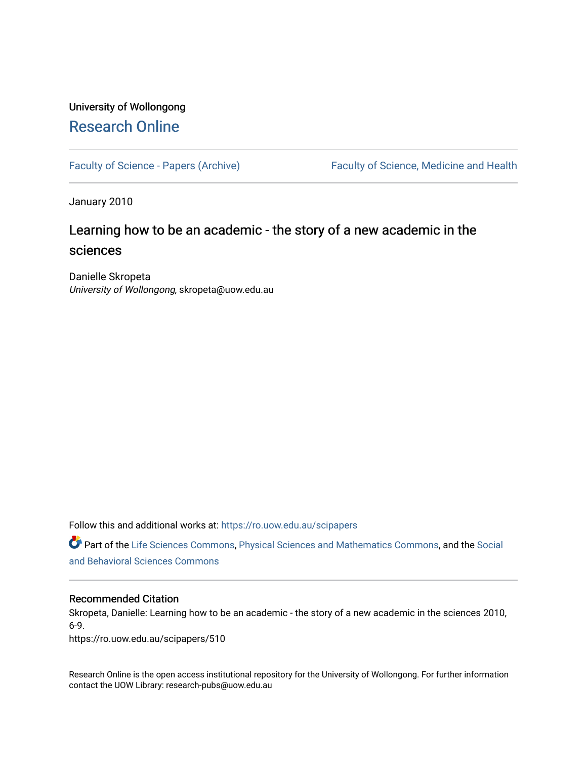University of Wollongong

# Research Online

Faculty of Science - Papers (Archive) | Faculty of Science, Medicine and Health

January 2010

## Learning how to be an academic - the story of a new academic in the sciences

Danielle Skropeta
*University of Wollongong*, skropeta@uow.edu.au

Follow this and additional works at: https://ro.uow.edu.au/scipapers

Part of the Life Sciences Commons, Physical Sciences and Mathematics Commons, and the Social and Behavioral Sciences Commons

### Recommended Citation

Skropeta, Danielle: Learning how to be an academic - the story of a new academic in the sciences 2010, 6-9.
https://ro.uow.edu.au/scipapers/510

Research Online is the open access institutional repository for the University of Wollongong. For further information contact the UOW Library: research-pubs@uow.edu.au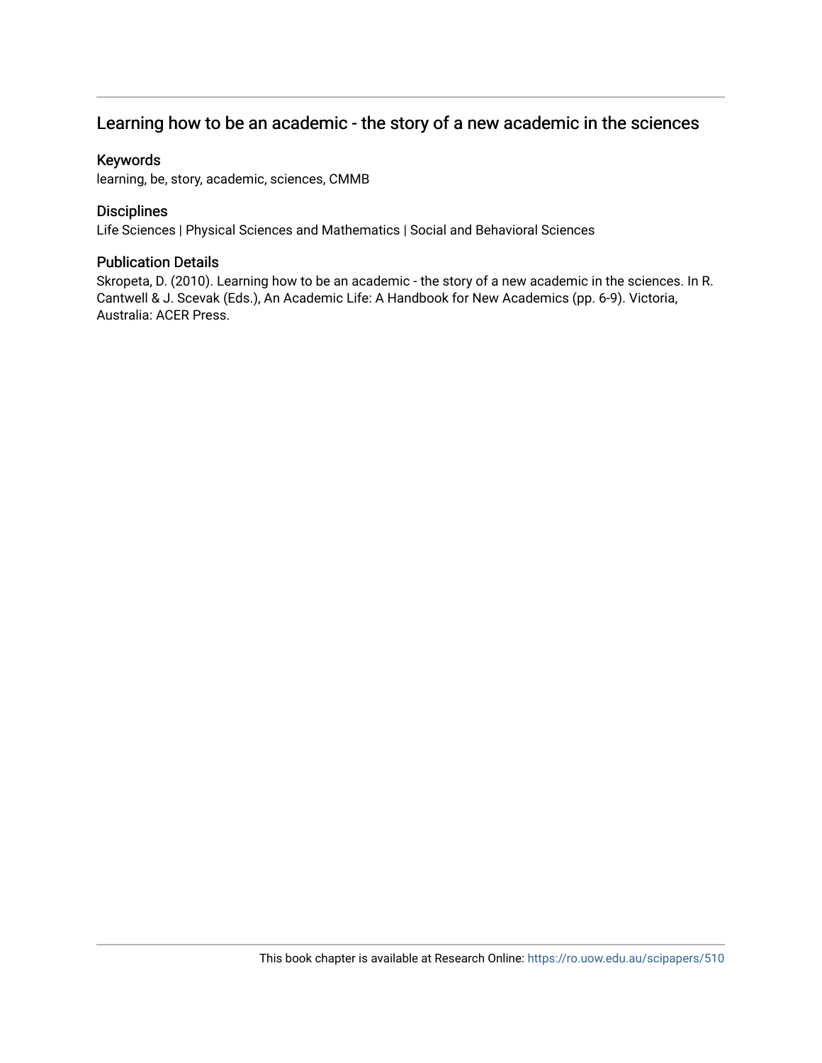# Learning how to be an academic - the story of a new academic in the sciences

## Keywords

learning, be, story, academic, sciences, CMMB

## Disciplines

Life Sciences | Physical Sciences and Mathematics | Social and Behavioral Sciences

## Publication Details

Skropeta, D. (2010). Learning how to be an academic - the story of a new academic in the sciences. In R. Cantwell & J. Scevak (Eds.), An Academic Life: A Handbook for New Academics (pp. 6-9). Victoria, Australia: ACER Press.

This book chapter is available at Research Online: https://ro.uow.edu.au/scipapers/510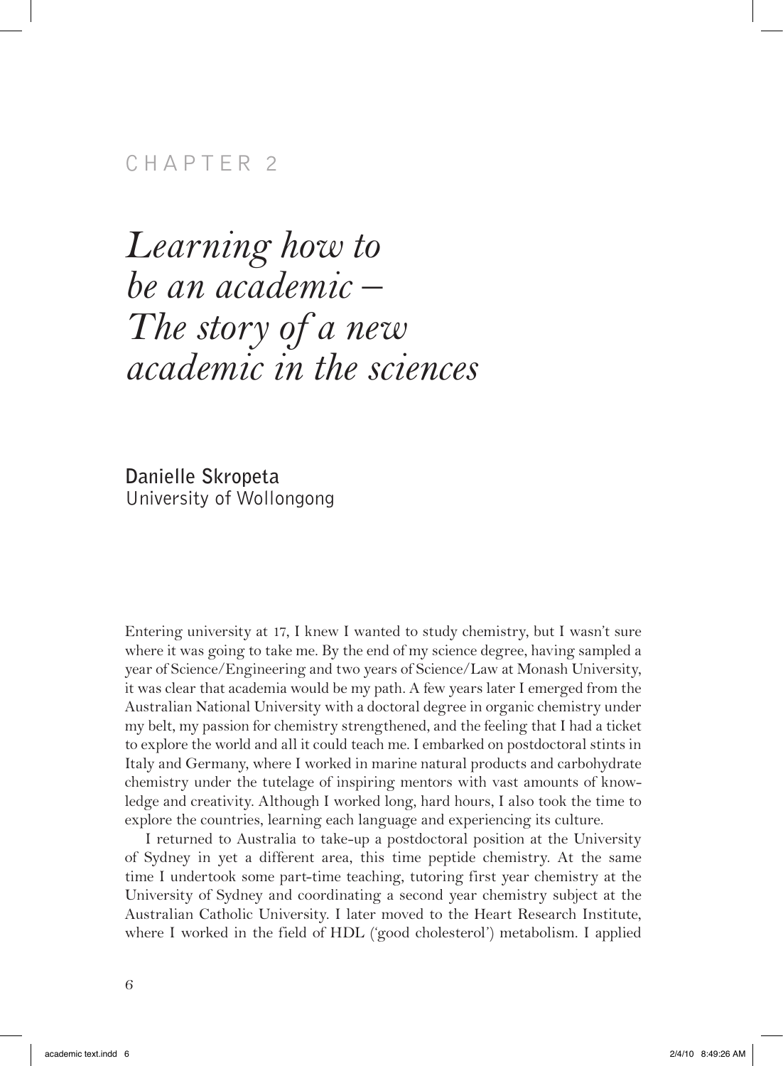CHAPTER 2

# *Learning how to be an academic – The story of a new academic in the sciences*

**Danielle Skropeta**
University of Wollongong

Entering university at 17, I knew I wanted to study chemistry, but I wasn't sure where it was going to take me. By the end of my science degree, having sampled a year of Science/Engineering and two years of Science/Law at Monash University, it was clear that academia would be my path. A few years later I emerged from the Australian National University with a doctoral degree in organic chemistry under my belt, my passion for chemistry strengthened, and the feeling that I had a ticket to explore the world and all it could teach me. I embarked on postdoctoral stints in Italy and Germany, where I worked in marine natural products and carbohydrate chemistry under the tutelage of inspiring mentors with vast amounts of knowledge and creativity. Although I worked long, hard hours, I also took the time to explore the countries, learning each language and experiencing its culture.

I returned to Australia to take-up a postdoctoral position at the University of Sydney in yet a different area, this time peptide chemistry. At the same time I undertook some part-time teaching, tutoring first year chemistry at the University of Sydney and coordinating a second year chemistry subject at the Australian Catholic University. I later moved to the Heart Research Institute, where I worked in the field of HDL ('good cholesterol') metabolism. I applied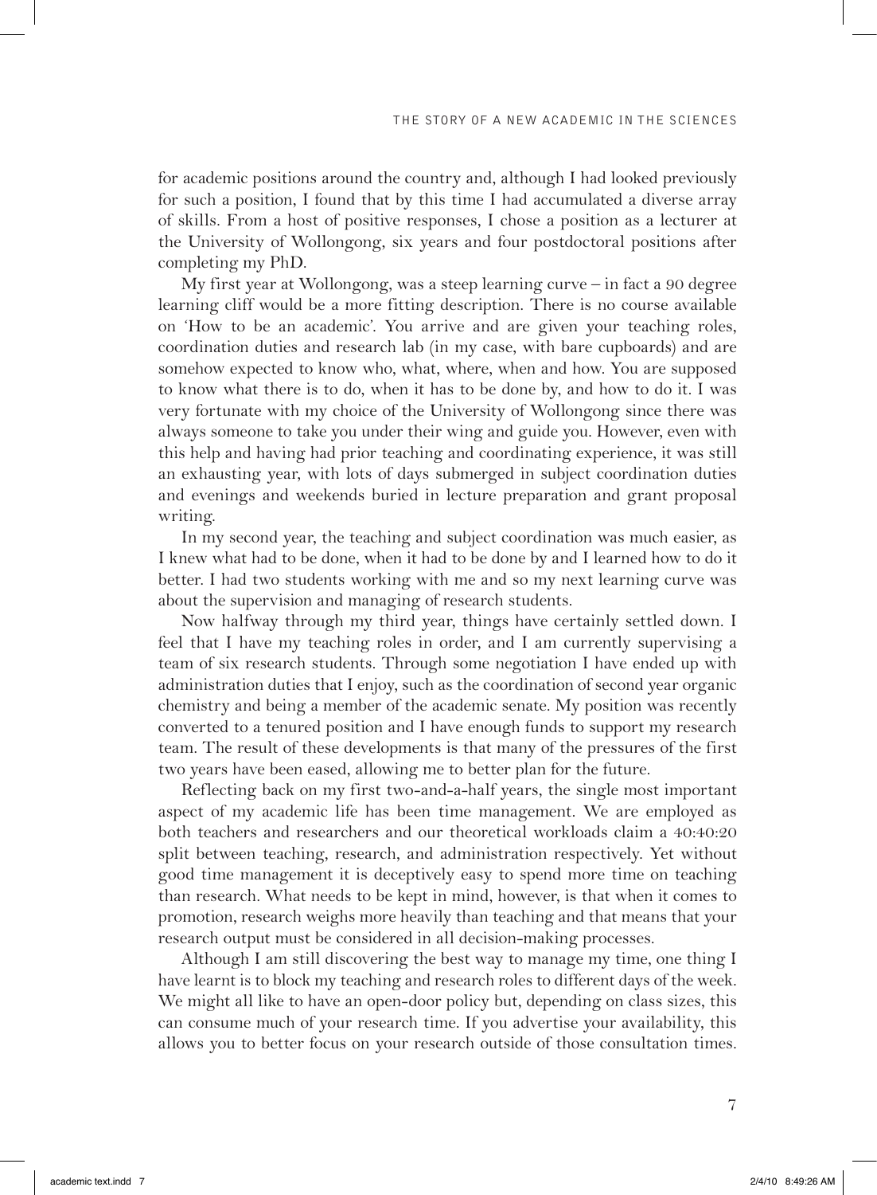for academic positions around the country and, although I had looked previously for such a position, I found that by this time I had accumulated a diverse array of skills. From a host of positive responses, I chose a position as a lecturer at the University of Wollongong, six years and four postdoctoral positions after completing my PhD.

My first year at Wollongong, was a steep learning curve – in fact a 90 degree learning cliff would be a more fitting description. There is no course available on 'How to be an academic'. You arrive and are given your teaching roles, coordination duties and research lab (in my case, with bare cupboards) and are somehow expected to know who, what, where, when and how. You are supposed to know what there is to do, when it has to be done by, and how to do it. I was very fortunate with my choice of the University of Wollongong since there was always someone to take you under their wing and guide you. However, even with this help and having had prior teaching and coordinating experience, it was still an exhausting year, with lots of days submerged in subject coordination duties and evenings and weekends buried in lecture preparation and grant proposal writing.

In my second year, the teaching and subject coordination was much easier, as I knew what had to be done, when it had to be done by and I learned how to do it better. I had two students working with me and so my next learning curve was about the supervision and managing of research students.

Now halfway through my third year, things have certainly settled down. I feel that I have my teaching roles in order, and I am currently supervising a team of six research students. Through some negotiation I have ended up with administration duties that I enjoy, such as the coordination of second year organic chemistry and being a member of the academic senate. My position was recently converted to a tenured position and I have enough funds to support my research team. The result of these developments is that many of the pressures of the first two years have been eased, allowing me to better plan for the future.

Reflecting back on my first two-and-a-half years, the single most important aspect of my academic life has been time management. We are employed as both teachers and researchers and our theoretical workloads claim a 40:40:20 split between teaching, research, and administration respectively. Yet without good time management it is deceptively easy to spend more time on teaching than research. What needs to be kept in mind, however, is that when it comes to promotion, research weighs more heavily than teaching and that means that your research output must be considered in all decision-making processes.

Although I am still discovering the best way to manage my time, one thing I have learnt is to block my teaching and research roles to different days of the week. We might all like to have an open-door policy but, depending on class sizes, this can consume much of your research time. If you advertise your availability, this allows you to better focus on your research outside of those consultation times.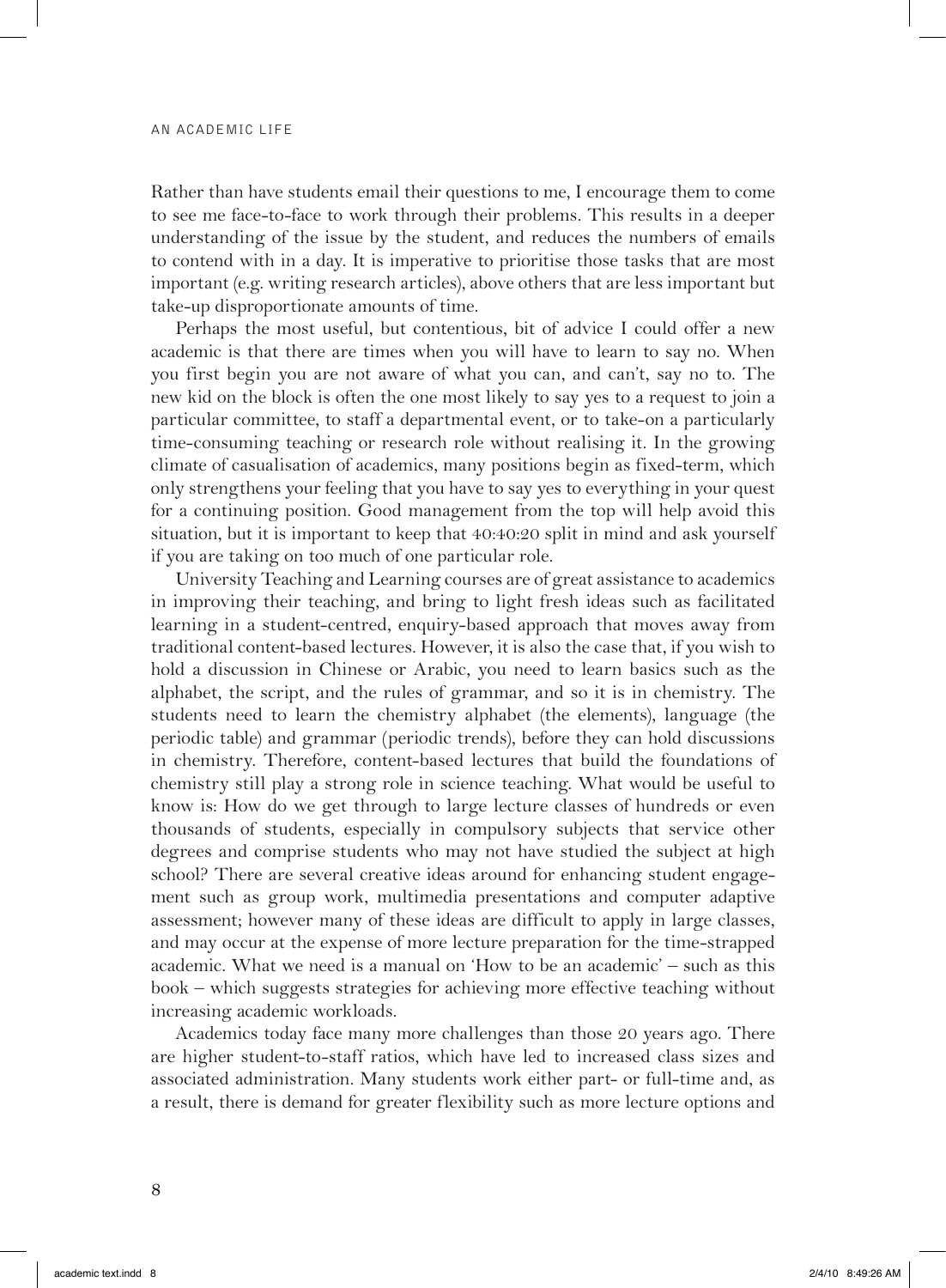Rather than have students email their questions to me, I encourage them to come to see me face-to-face to work through their problems. This results in a deeper understanding of the issue by the student, and reduces the numbers of emails to contend with in a day. It is imperative to prioritise those tasks that are most important (e.g. writing research articles), above others that are less important but take-up disproportionate amounts of time.

Perhaps the most useful, but contentious, bit of advice I could offer a new academic is that there are times when you will have to learn to say no. When you first begin you are not aware of what you can, and can't, say no to. The new kid on the block is often the one most likely to say yes to a request to join a particular committee, to staff a departmental event, or to take-on a particularly time-consuming teaching or research role without realising it. In the growing climate of casualisation of academics, many positions begin as fixed-term, which only strengthens your feeling that you have to say yes to everything in your quest for a continuing position. Good management from the top will help avoid this situation, but it is important to keep that 40:40:20 split in mind and ask yourself if you are taking on too much of one particular role.

University Teaching and Learning courses are of great assistance to academics in improving their teaching, and bring to light fresh ideas such as facilitated learning in a student-centred, enquiry-based approach that moves away from traditional content-based lectures. However, it is also the case that, if you wish to hold a discussion in Chinese or Arabic, you need to learn basics such as the alphabet, the script, and the rules of grammar, and so it is in chemistry. The students need to learn the chemistry alphabet (the elements), language (the periodic table) and grammar (periodic trends), before they can hold discussions in chemistry. Therefore, content-based lectures that build the foundations of chemistry still play a strong role in science teaching. What would be useful to know is: How do we get through to large lecture classes of hundreds or even thousands of students, especially in compulsory subjects that service other degrees and comprise students who may not have studied the subject at high school? There are several creative ideas around for enhancing student engagement such as group work, multimedia presentations and computer adaptive assessment; however many of these ideas are difficult to apply in large classes, and may occur at the expense of more lecture preparation for the time-strapped academic. What we need is a manual on 'How to be an academic' – such as this book – which suggests strategies for achieving more effective teaching without increasing academic workloads.

Academics today face many more challenges than those 20 years ago. There are higher student-to-staff ratios, which have led to increased class sizes and associated administration. Many students work either part- or full-time and, as a result, there is demand for greater flexibility such as more lecture options and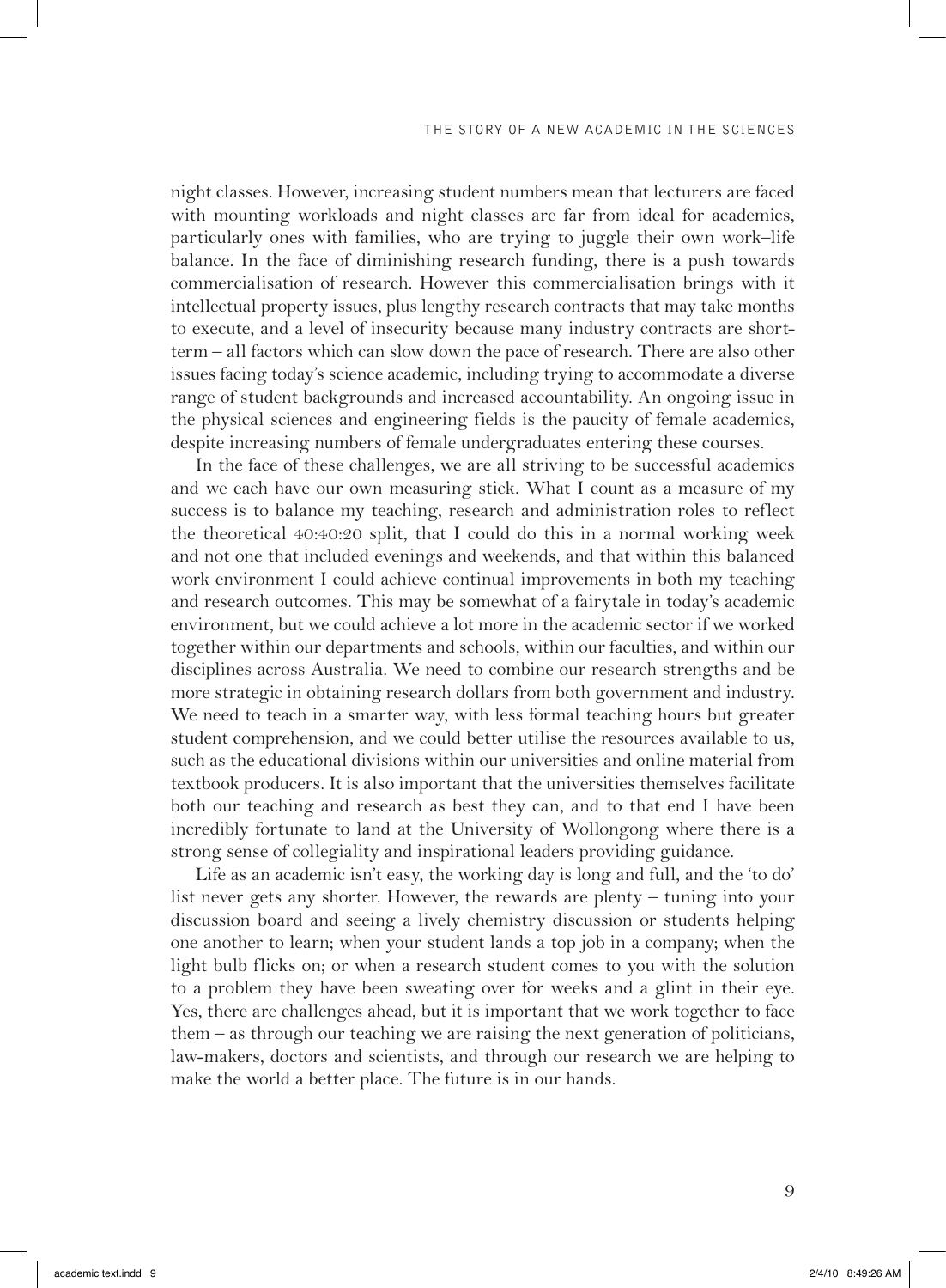night classes. However, increasing student numbers mean that lecturers are faced with mounting workloads and night classes are far from ideal for academics, particularly ones with families, who are trying to juggle their own work–life balance. In the face of diminishing research funding, there is a push towards commercialisation of research. However this commercialisation brings with it intellectual property issues, plus lengthy research contracts that may take months to execute, and a level of insecurity because many industry contracts are short-term – all factors which can slow down the pace of research. There are also other issues facing today's science academic, including trying to accommodate a diverse range of student backgrounds and increased accountability. An ongoing issue in the physical sciences and engineering fields is the paucity of female academics, despite increasing numbers of female undergraduates entering these courses.

In the face of these challenges, we are all striving to be successful academics and we each have our own measuring stick. What I count as a measure of my success is to balance my teaching, research and administration roles to reflect the theoretical 40:40:20 split, that I could do this in a normal working week and not one that included evenings and weekends, and that within this balanced work environment I could achieve continual improvements in both my teaching and research outcomes. This may be somewhat of a fairytale in today's academic environment, but we could achieve a lot more in the academic sector if we worked together within our departments and schools, within our faculties, and within our disciplines across Australia. We need to combine our research strengths and be more strategic in obtaining research dollars from both government and industry. We need to teach in a smarter way, with less formal teaching hours but greater student comprehension, and we could better utilise the resources available to us, such as the educational divisions within our universities and online material from textbook producers. It is also important that the universities themselves facilitate both our teaching and research as best they can, and to that end I have been incredibly fortunate to land at the University of Wollongong where there is a strong sense of collegiality and inspirational leaders providing guidance.

Life as an academic isn't easy, the working day is long and full, and the 'to do' list never gets any shorter. However, the rewards are plenty – tuning into your discussion board and seeing a lively chemistry discussion or students helping one another to learn; when your student lands a top job in a company; when the light bulb flicks on; or when a research student comes to you with the solution to a problem they have been sweating over for weeks and a glint in their eye. Yes, there are challenges ahead, but it is important that we work together to face them – as through our teaching we are raising the next generation of politicians, law-makers, doctors and scientists, and through our research we are helping to make the world a better place. The future is in our hands.